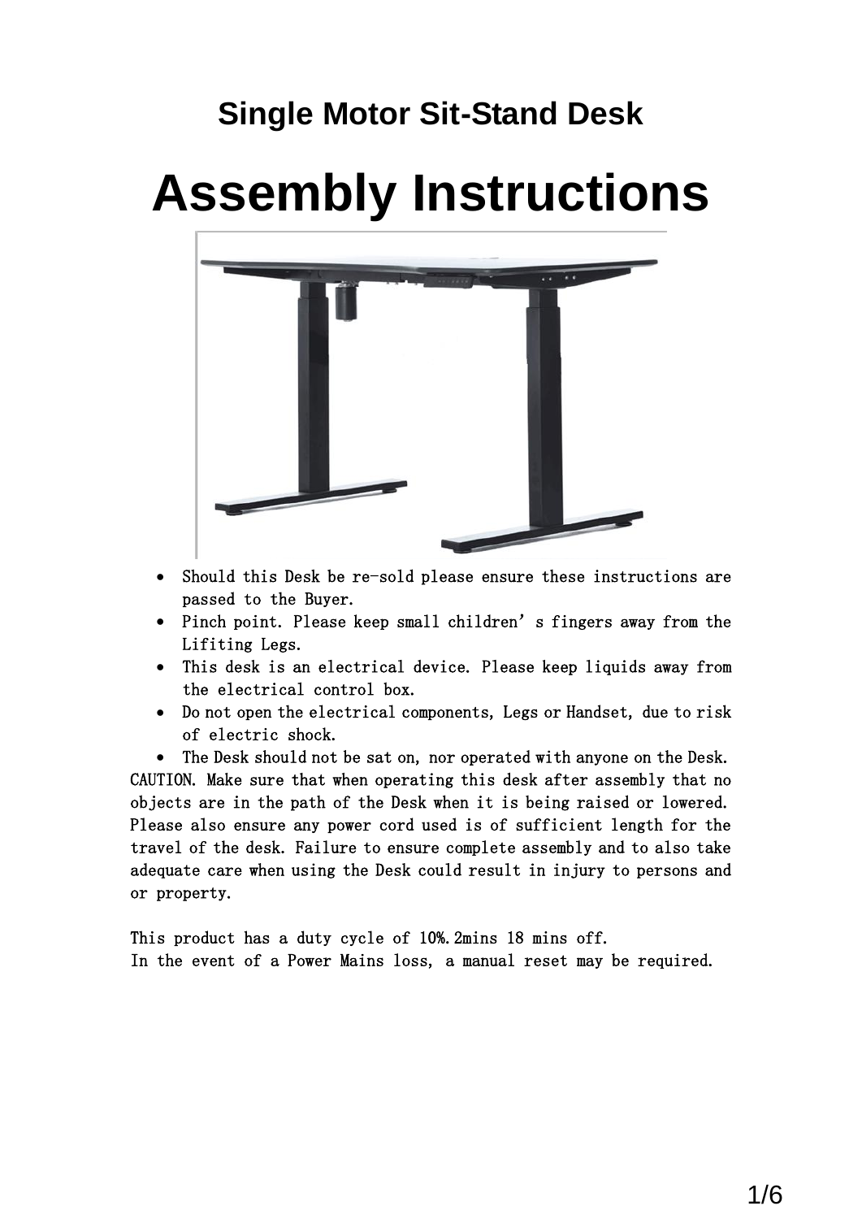## Single Motor Sit-Stand Desk

# Assembly Instructions

- Should this Desk be re-sold please ensure these instructions are passed to the Buyer.
- Pinch point. Please keep small children' s fingers away from the Lifiting Legs.
- This desk is an electrical device. Please keep liquids away from the electrical control box.
- Do not open the electrical components, Legs or Handset, due to risk of electric shock.
- The Desk should not be sat on, nor operated with anyone on the Desk.

CAUTION. Make sure that when operating this desk after assembly that no objects are in the path of the Desk when it is being raised or lowered. Please also ensure any power cord used is of sufficient length for the travel of the desk. Failure to ensure complete assembly and to also take adequate care when using the Desk could result in injury to persons and or property.

This product has a duty cycle of 10%.2mins 18 mins off.
In the event of a Power Mains loss, a manual reset may be required.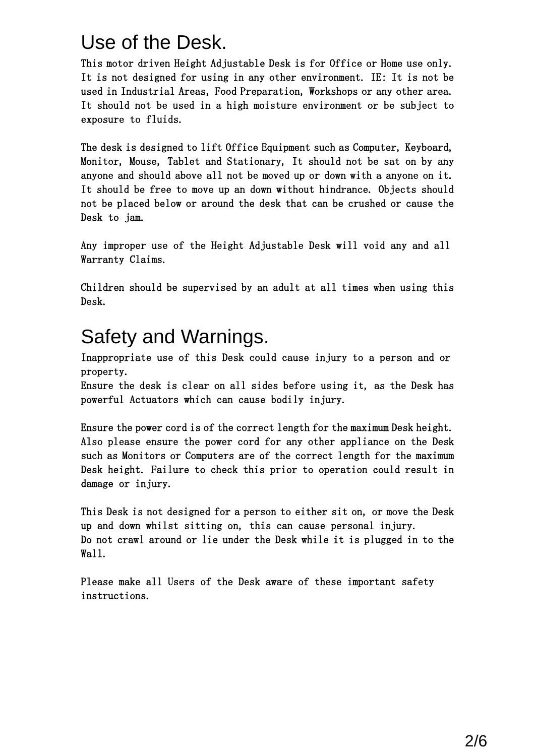# Use of the Desk.

This motor driven Height Adjustable Desk is for Office or Home use only. It is not designed for using in any other environment. IE: It is not be used in Industrial Areas, Food Preparation, Workshops or any other area. It should not be used in a high moisture environment or be subject to exposure to fluids.

The desk is designed to lift Office Equipment such as Computer, Keyboard, Monitor, Mouse, Tablet and Stationary, It should not be sat on by any anyone and should above all not be moved up or down with a anyone on it. It should be free to move up an down without hindrance. Objects should not be placed below or around the desk that can be crushed or cause the Desk to jam.

Any improper use of the Height Adjustable Desk will void any and all Warranty Claims.

Children should be supervised by an adult at all times when using this Desk.

# Safety and Warnings.

Inappropriate use of this Desk could cause injury to a person and or property.
Ensure the desk is clear on all sides before using it, as the Desk has powerful Actuators which can cause bodily injury.

Ensure the power cord is of the correct length for the maximum Desk height. Also please ensure the power cord for any other appliance on the Desk such as Monitors or Computers are of the correct length for the maximum Desk height. Failure to check this prior to operation could result in damage or injury.

This Desk is not designed for a person to either sit on, or move the Desk up and down whilst sitting on, this can cause personal injury.
Do not crawl around or lie under the Desk while it is plugged in to the Wall.

Please make all Users of the Desk aware of these important safety instructions.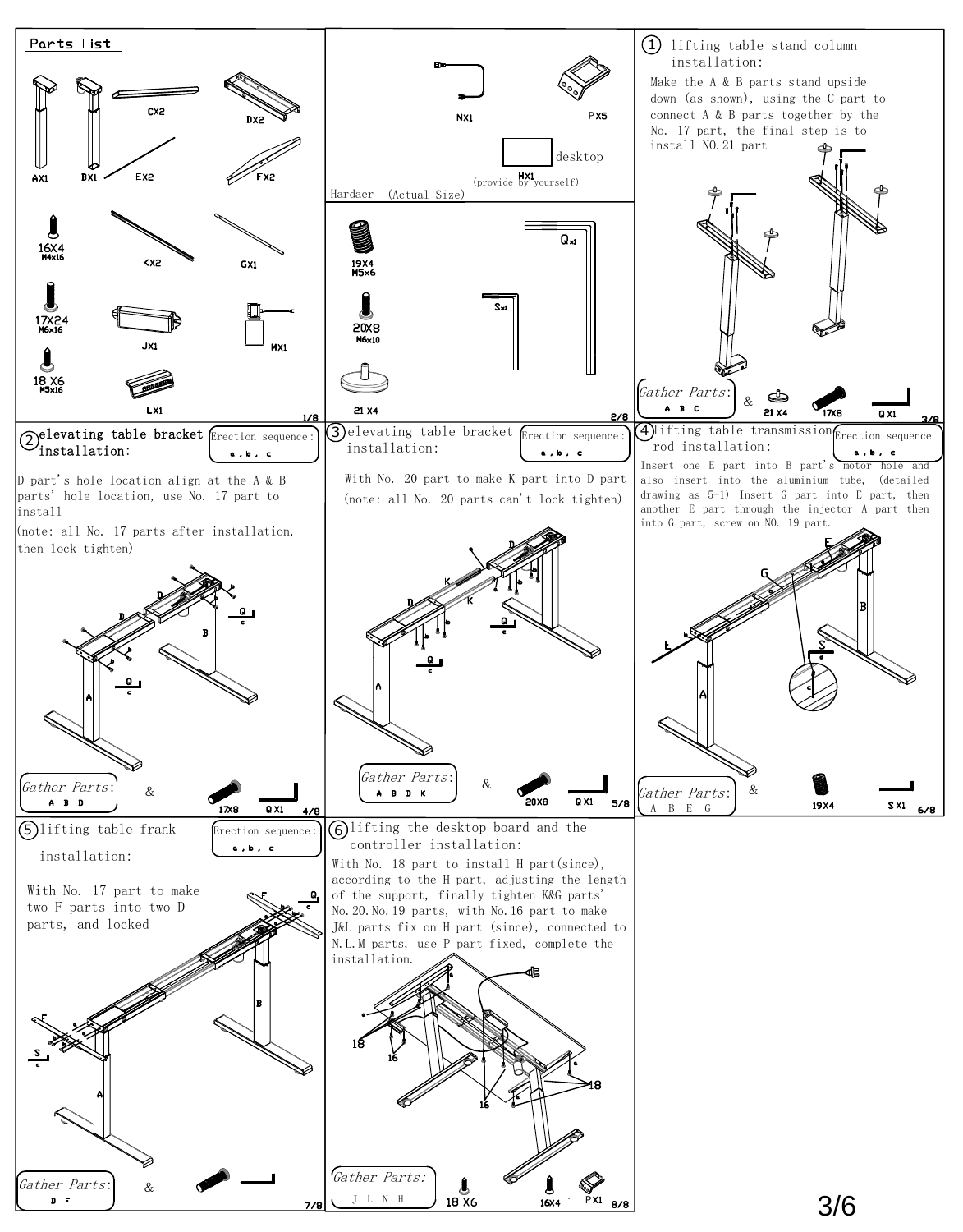## Parts List

AX1, BX1, CX2, DX2, EX2, FX2

16X4 M4x16, KX2, GX1

17X24 M6x16, JX1, MX1

18 X6 M5x16, LX1

NX1, PX5

desktop HX1 (provide by yourself)

Hardaer (Actual Size)

19X4 M5x6, Qx1

Sx1

20X8 M6x10

21 X4

## ① lifting table stand column installation:

Make the A & B parts stand upside down (as shown), using the C part to connect A & B parts together by the No. 17 part, the final step is to install NO.21 part

*Gather Parts:* A B C & 21 X4, 17X8, Q X1

## ② elevating table bracket installation:

Erection sequence: a, b, c

D part's hole location align at the A & B parts' hole location, use No. 17 part to install

(note: all No. 17 parts after installation, then lock tighten)

*Gather Parts:* A B D & 17X8, Q X1

## ③ elevating table bracket installation:

Erection sequence: a, b, c

With No. 20 part to make K part into D part (note: all No. 20 parts can't lock tighten)

*Gather Parts:* A B D K & 20X8, Q X1

## ④ lifting table transmission rod installation:

Erection sequence a, b, c

Insert one E part into B part's motor hole and also insert into the aluminium tube, (detailed drawing as 5-1) Insert G part into E part, then another E part through the injector A part then into G part, screw on NO. 19 part.

*Gather Parts:* A B E G & 19X4, S X1

## ⑤ lifting table frank installation:

Erection sequence: a, b, c

With No. 17 part to make two F parts into two D parts, and locked

*Gather Parts:* D F &

## ⑥ lifting the desktop board and the controller installation:

With No. 18 part to install H part(since), according to the H part, adjusting the length of the support, finally tighten K&G parts' No.20.No.19 parts, with No.16 part to make J&L parts fix on H part (since), connected to N.L.M parts, use P part fixed, complete the installation.

*Gather Parts:* J L N H & 18 X6, 16X4, PX1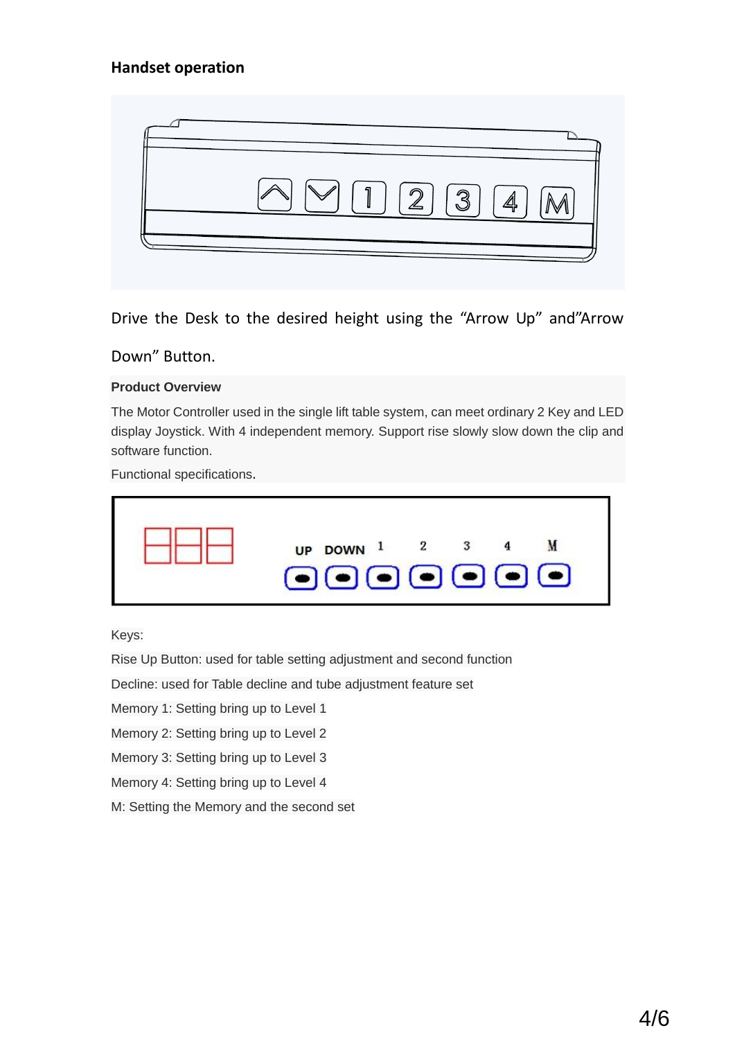**Handset operation**

Drive the Desk to the desired height using the "Arrow Up" and"Arrow Down" Button.

**Product Overview**

The Motor Controller used in the single lift table system, can meet ordinary 2 Key and LED display Joystick. With 4 independent memory. Support rise slowly slow down the clip and software function.

Functional specifications.

Keys:

Rise Up Button: used for table setting adjustment and second function

Decline: used for Table decline and tube adjustment feature set

Memory 1: Setting bring up to Level 1

Memory 2: Setting bring up to Level 2

Memory 3: Setting bring up to Level 3

Memory 4: Setting bring up to Level 4

M: Setting the Memory and the second set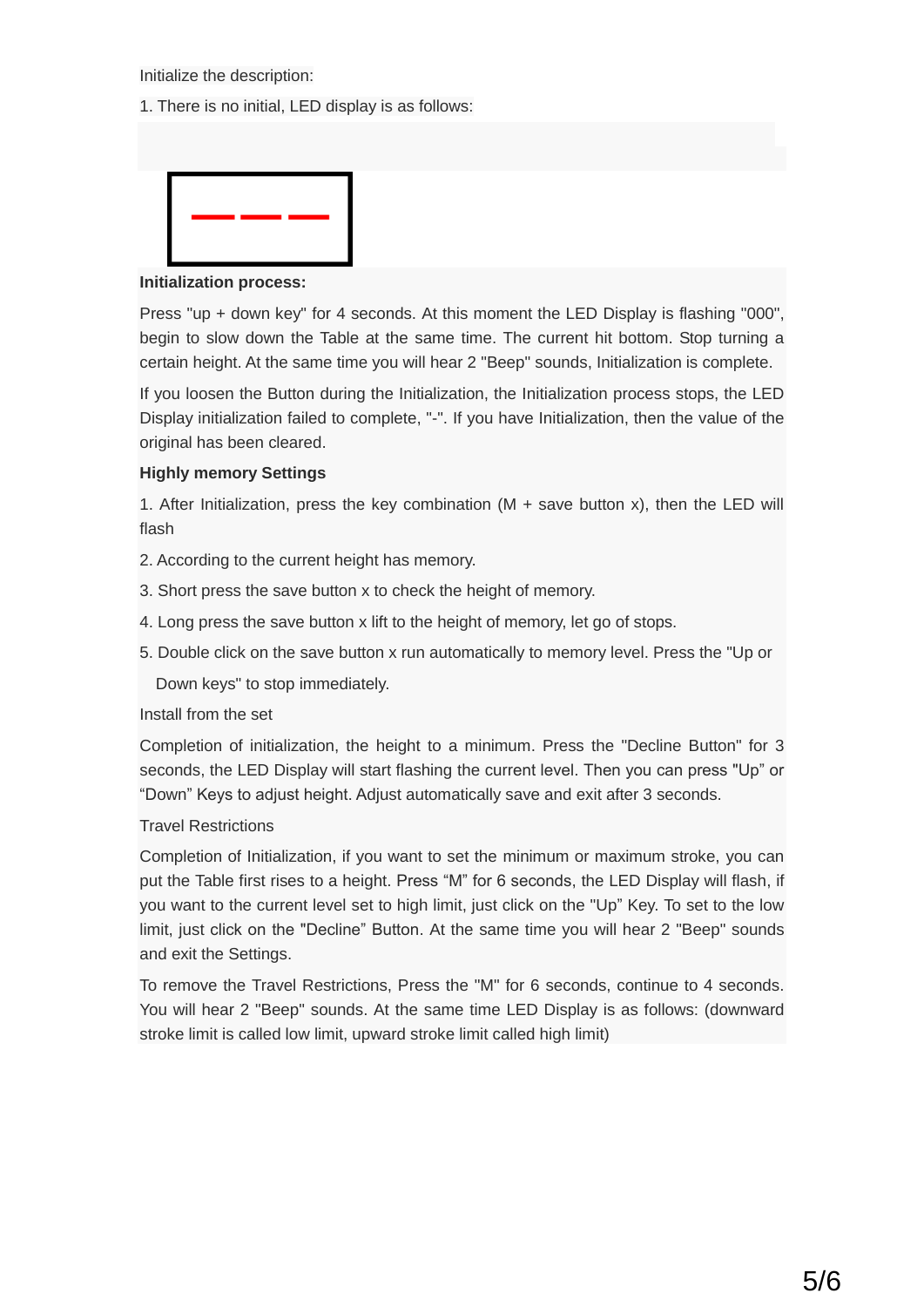Initialize the description:

1. There is no initial, LED display is as follows:

— — —

**Initialization process:**

Press "up + down key" for 4 seconds. At this moment the LED Display is flashing "000", begin to slow down the Table at the same time. The current hit bottom. Stop turning a certain height. At the same time you will hear 2 "Beep" sounds, Initialization is complete.

If you loosen the Button during the Initialization, the Initialization process stops, the LED Display initialization failed to complete, "-". If you have Initialization, then the value of the original has been cleared.

**Highly memory Settings**

1. After Initialization, press the key combination (M + save button x), then the LED will flash
2. According to the current height has memory.
3. Short press the save button x to check the height of memory.
4. Long press the save button x lift to the height of memory, let go of stops.
5. Double click on the save button x run automatically to memory level. Press the "Up or Down keys" to stop immediately.

Install from the set

Completion of initialization, the height to a minimum. Press the "Decline Button" for 3 seconds, the LED Display will start flashing the current level. Then you can press "Up" or "Down" Keys to adjust height. Adjust automatically save and exit after 3 seconds.

Travel Restrictions

Completion of Initialization, if you want to set the minimum or maximum stroke, you can put the Table first rises to a height. Press "M" for 6 seconds, the LED Display will flash, if you want to the current level set to high limit, just click on the "Up" Key. To set to the low limit, just click on the "Decline" Button. At the same time you will hear 2 "Beep" sounds and exit the Settings.

To remove the Travel Restrictions, Press the "M" for 6 seconds, continue to 4 seconds. You will hear 2 "Beep" sounds. At the same time LED Display is as follows: (downward stroke limit is called low limit, upward stroke limit called high limit)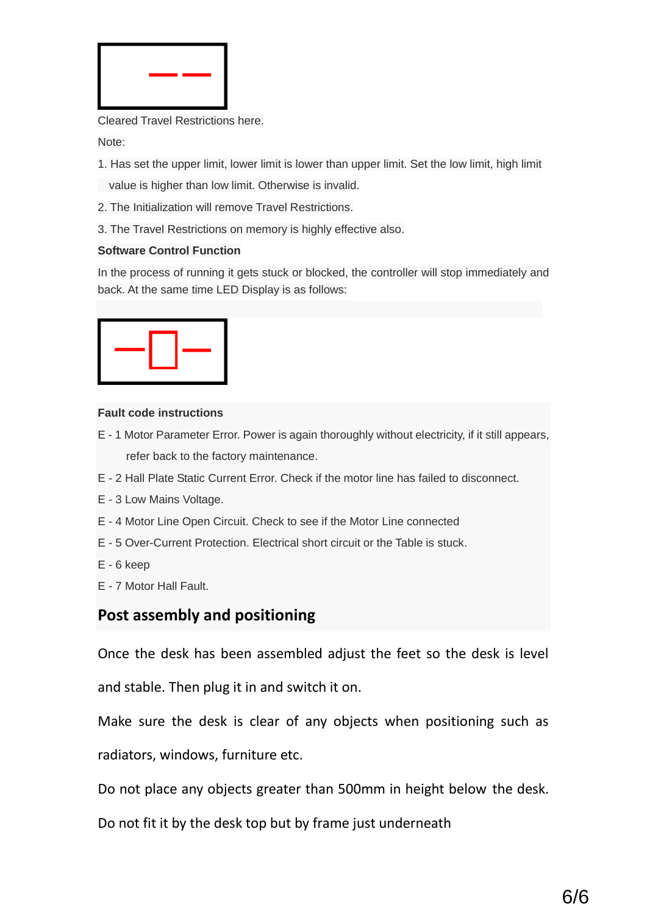Cleared Travel Restrictions here.

Note:

1. Has set the upper limit, lower limit is lower than upper limit. Set the low limit, high limit value is higher than low limit. Otherwise is invalid.
2. The Initialization will remove Travel Restrictions.
3. The Travel Restrictions on memory is highly effective also.

**Software Control Function**

In the process of running it gets stuck or blocked, the controller will stop immediately and back. At the same time LED Display is as follows:

**Fault code instructions**

E - 1 Motor Parameter Error. Power is again thoroughly without electricity, if it still appears, refer back to the factory maintenance.

E - 2 Hall Plate Static Current Error. Check if the motor line has failed to disconnect.

E - 3 Low Mains Voltage.

E - 4 Motor Line Open Circuit. Check to see if the Motor Line connected

E - 5 Over-Current Protection. Electrical short circuit or the Table is stuck.

E - 6 keep

E - 7 Motor Hall Fault.

## Post assembly and positioning

Once the desk has been assembled adjust the feet so the desk is level and stable. Then plug it in and switch it on.

Make sure the desk is clear of any objects when positioning such as radiators, windows, furniture etc.

Do not place any objects greater than 500mm in height below the desk.

Do not fit it by the desk top but by frame just underneath